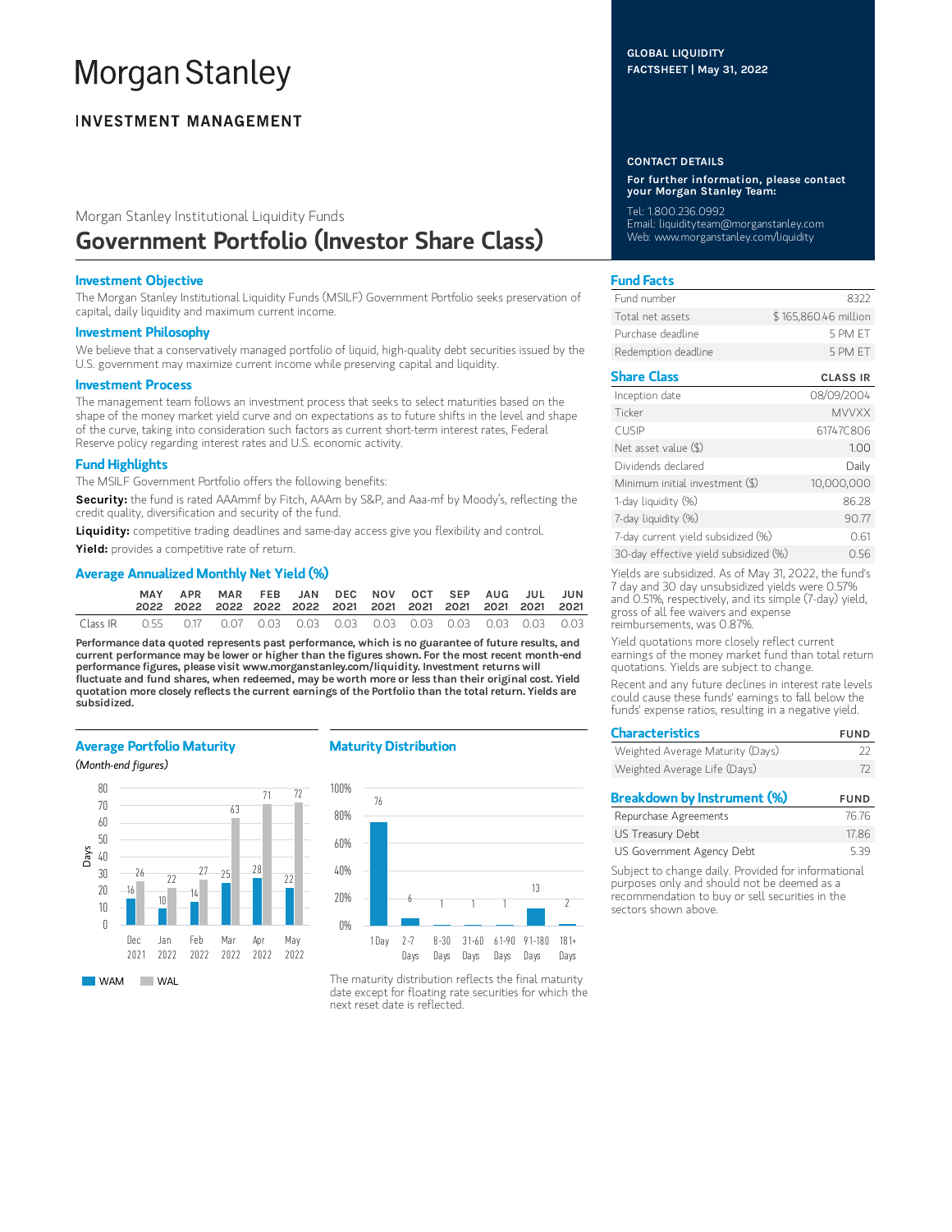# Morgan Stanley

**INVESTMENT MANAGEMENT**

GLOBAL LIQUIDITY
FACTSHEET | May 31, 2022

Morgan Stanley Institutional Liquidity Funds

# Government Portfolio (Investor Share Class)

## Investment Objective

The Morgan Stanley Institutional Liquidity Funds (MSILF) Government Portfolio seeks preservation of capital, daily liquidity and maximum current income.

## Investment Philosophy

We believe that a conservatively managed portfolio of liquid, high-quality debt securities issued by the U.S. government may maximize current income while preserving capital and liquidity.

## Investment Process

The management team follows an investment process that seeks to select maturities based on the shape of the money market yield curve and on expectations as to future shifts in the level and shape of the curve, taking into consideration such factors as current short-term interest rates, Federal Reserve policy regarding interest rates and U.S. economic activity.

## Fund Highlights

The MSILF Government Portfolio offers the following benefits:

**Security:** the fund is rated AAAmmf by Fitch, AAAm by S&P, and Aaa-mf by Moody's, reflecting the credit quality, diversification and security of the fund.

**Liquidity:** competitive trading deadlines and same-day access give you flexibility and control.

**Yield:** provides a competitive rate of return.

## Average Annualized Monthly Net Yield (%)

| | MAY 2022 | APR 2022 | MAR 2022 | FEB 2022 | JAN 2022 | DEC 2021 | NOV 2021 | OCT 2021 | SEP 2021 | AUG 2021 | JUL 2021 | JUN 2021 |
|---|---|---|---|---|---|---|---|---|---|---|---|---|
| Class IR | 0.55 | 0.17 | 0.07 | 0.03 | 0.03 | 0.03 | 0.03 | 0.03 | 0.03 | 0.03 | 0.03 | 0.03 |

**Performance data quoted represents past performance, which is no guarantee of future results, and current performance may be lower or higher than the figures shown. For the most recent month-end performance figures, please visit www.morganstanley.com/liquidity. Investment returns will fluctuate and fund shares, when redeemed, may be worth more or less than their original cost. Yield quotation more closely reflects the current earnings of the Portfolio than the total return. Yields are subsidized.**

## Average Portfolio Maturity

*(Month-end figures)*

Days
80 70 60 50 40 30 20 10 0
Dec 2021: 16, 26
Jan 2022: 10, 22
Feb 2022: 14, 27
Mar 2022: 25, 63
Apr 2022: 28, 71
May 2022: 22, 72
WAM WAL

## Maturity Distribution

100% 80% 60% 40% 20% 0%
1 Day: 76
2-7 Days: 6
8-30 Days: 1
31-60 Days: 1
61-90 Days: 1
91-180 Days: 13
181+ Days: 2

The maturity distribution reflects the final maturity date except for floating rate securities for which the next reset date is reflected.

## CONTACT DETAILS

**For further information, please contact your Morgan Stanley Team:**

Tel: 1.800.236.0992
Email: liquidityteam@morganstanley.com
Web: www.morganstanley.com/liquidity

## Fund Facts

| | |
|---|---|
| Fund number | 8322 |
| Total net assets | $ 165,860.46 million |
| Purchase deadline | 5 PM ET |
| Redemption deadline | 5 PM ET |

## Share Class

| | CLASS IR |
|---|---|
| Inception date | 08/09/2004 |
| Ticker | MVVXX |
| CUSIP | 61747C806 |
| Net asset value ($) | 1.00 |
| Dividends declared | Daily |
| Minimum initial investment ($) | 10,000,000 |
| 1-day liquidity (%) | 86.28 |
| 7-day liquidity (%) | 90.77 |
| 7-day current yield subsidized (%) | 0.61 |
| 30-day effective yield subsidized (%) | 0.56 |

Yields are subsidized. As of May 31, 2022, the fund's 7 day and 30 day unsubsidized yields were 0.57% and 0.51%, respectively, and its simple (7-day) yield, gross of all fee waivers and expense reimbursements, was 0.87%.

Yield quotations more closely reflect current earnings of the money market fund than total return quotations. Yields are subject to change.

Recent and any future declines in interest rate levels could cause these funds' earnings to fall below the funds' expense ratios, resulting in a negative yield.

## Characteristics

| | FUND |
|---|---|
| Weighted Average Maturity (Days) | 22 |
| Weighted Average Life (Days) | 72 |

## Breakdown by Instrument (%)

| | FUND |
|---|---|
| Repurchase Agreements | 76.76 |
| US Treasury Debt | 17.86 |
| US Government Agency Debt | 5.39 |

Subject to change daily. Provided for informational purposes only and should not be deemed as a recommendation to buy or sell securities in the sectors shown above.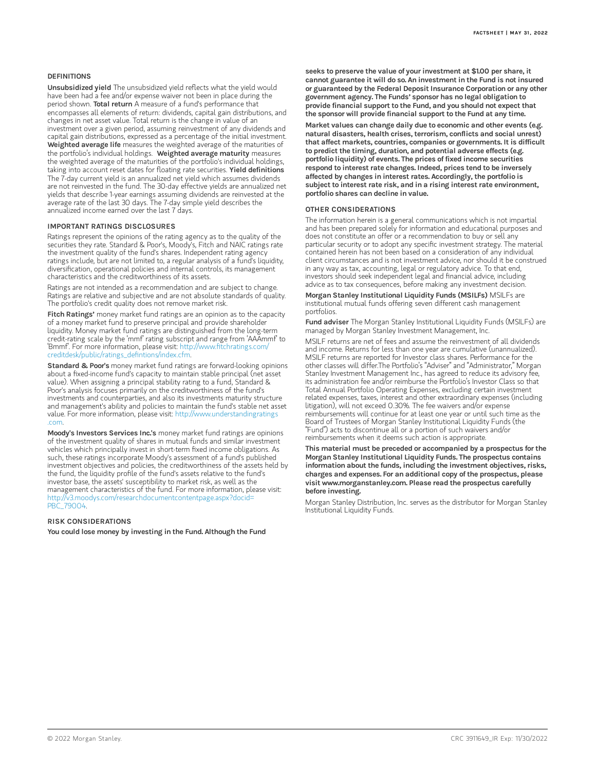## DEFINITIONS

**Unsubsidized yield** The unsubsidized yield reflects what the yield would have been had a fee and/or expense waiver not been in place during the period shown. **Total return** A measure of a fund's performance that encompasses all elements of return: dividends, capital gain distributions, and changes in net asset value. Total return is the change in value of an investment over a given period, assuming reinvestment of any dividends and capital gain distributions, expressed as a percentage of the initial investment. **Weighted average life** measures the weighted average of the maturities of the portfolio's individual holdings. **Weighted average maturity** measures the weighted average of the maturities of the portfolio's individual holdings, taking into account reset dates for floating rate securities. **Yield definitions** The 7-day current yield is an annualized net yield which assumes dividends are not reinvested in the fund. The 30-day effective yields are annualized net yields that describe 1-year earnings assuming dividends are reinvested at the average rate of the last 30 days. The 7-day simple yield describes the annualized income earned over the last 7 days.

## IMPORTANT RATINGS DISCLOSURES

Ratings represent the opinions of the rating agency as to the quality of the securities they rate. Standard & Poor's, Moody's, Fitch and NAIC ratings rate the investment quality of the fund's shares. Independent rating agency ratings include, but are not limited to, a regular analysis of a fund's liquidity, diversification, operational policies and internal controls, its management characteristics and the creditworthiness of its assets.

Ratings are not intended as a recommendation and are subject to change. Ratings are relative and subjective and are not absolute standards of quality. The portfolio's credit quality does not remove market risk.

**Fitch Ratings'** money market fund ratings are an opinion as to the capacity of a money market fund to preserve principal and provide shareholder liquidity. Money market fund ratings are distinguished from the long-term credit-rating scale by the 'mmf' rating subscript and range from 'AAAmmf' to 'Bmmf'. For more information, please visit: http://www.fitchratings.com/creditdesk/public/ratings_defintions/index.cfm.

**Standard & Poor's** money market fund ratings are forward-looking opinions about a fixed-income fund's capacity to maintain stable principal (net asset value). When assigning a principal stability rating to a fund, Standard & Poor's analysis focuses primarily on the creditworthiness of the fund's investments and counterparties, and also its investments maturity structure and management's ability and policies to maintain the fund's stable net asset value. For more information, please visit: http://www.understandingratings.com.

**Moody's Investors Services Inc.'s** money market fund ratings are opinions of the investment quality of shares in mutual funds and similar investment vehicles which principally invest in short-term fixed income obligations. As such, these ratings incorporate Moody's assessment of a fund's published investment objectives and policies, the creditworthiness of the assets held by the fund, the liquidity profile of the fund's assets relative to the fund's investor base, the assets' susceptibility to market risk, as well as the management characteristics of the fund. For more information, please visit: http://v3.moodys.com/researchdocumentcontentpage.aspx?docid=PBC_79004.

## RISK CONSIDERATIONS

**You could lose money by investing in the Fund. Although the Fund seeks to preserve the value of your investment at $1.00 per share, it cannot guarantee it will do so. An investment in the Fund is not insured or guaranteed by the Federal Deposit Insurance Corporation or any other government agency. The Funds' sponsor has no legal obligation to provide financial support to the Fund, and you should not expect that the sponsor will provide financial support to the Fund at any time.**

**Market values can change daily due to economic and other events (e.g. natural disasters, health crises, terrorism, conflicts and social unrest) that affect markets, countries, companies or governments. It is difficult to predict the timing, duration, and potential adverse effects (e.g. portfolio liquidity) of events. The prices of fixed income securities respond to interest rate changes. Indeed, prices tend to be inversely affected by changes in interest rates. Accordingly, the portfolio is subject to interest rate risk, and in a rising interest rate environment, portfolio shares can decline in value.**

## OTHER CONSIDERATIONS

The information herein is a general communications which is not impartial and has been prepared solely for information and educational purposes and does not constitute an offer or a recommendation to buy or sell any particular security or to adopt any specific investment strategy. The material contained herein has not been based on a consideration of any individual client circumstances and is not investment advice, nor should it be construed in any way as tax, accounting, legal or regulatory advice. To that end, investors should seek independent legal and financial advice, including advice as to tax consequences, before making any investment decision.

**Morgan Stanley Institutional Liquidity Funds (MSILFs)** MSILFs are institutional mutual funds offering seven different cash management portfolios.

**Fund adviser** The Morgan Stanley Institutional Liquidity Funds (MSILFs) are managed by Morgan Stanley Investment Management, Inc.

MSILF returns are net of fees and assume the reinvestment of all dividends and income. Returns for less than one year are cumulative (unannualized). MSILF returns are reported for Investor class shares. Performance for the other classes will differ.The Portfolio's "Adviser" and "Administrator," Morgan Stanley Investment Management Inc., has agreed to reduce its advisory fee, its administration fee and/or reimburse the Portfolio's Investor Class so that Total Annual Portfolio Operating Expenses, excluding certain investment related expenses, taxes, interest and other extraordinary expenses (including litigation), will not exceed 0.30%. The fee waivers and/or expense reimbursements will continue for at least one year or until such time as the Board of Trustees of Morgan Stanley Institutional Liquidity Funds (the "Fund") acts to discontinue all or a portion of such waivers and/or reimbursements when it deems such action is appropriate.

**This material must be preceded or accompanied by a prospectus for the Morgan Stanley Institutional Liquidity Funds. The prospectus contains information about the funds, including the investment objectives, risks, charges and expenses. For an additional copy of the prospectus, please visit www.morganstanley.com. Please read the prospectus carefully before investing.**

Morgan Stanley Distribution, Inc. serves as the distributor for Morgan Stanley Institutional Liquidity Funds.

© 2022 Morgan Stanley. CRC 3911649_IR Exp: 11/30/2022